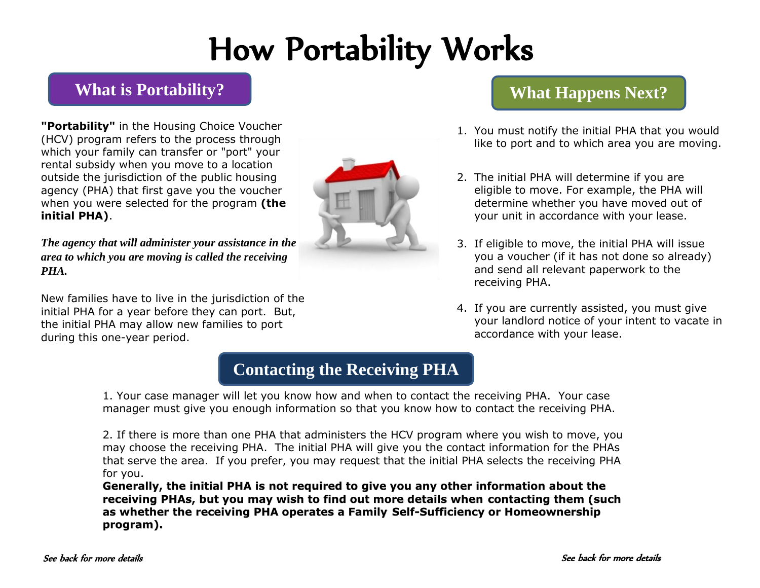# How Portability Works

## What is Portability?

**"Portability"** in the Housing Choice Voucher (HCV) program refers to the process through which your family can transfer or "port" your rental subsidy when you move to a location outside the jurisdiction of the public housing agency (PHA) that first gave you the voucher when you were selected for the program **(the initial PHA)**.

***The agency that will administer your assistance in the area to which you are moving is called the receiving PHA.***

New families have to live in the jurisdiction of the initial PHA for a year before they can port. But, the initial PHA may allow new families to port during this one-year period.

## What Happens Next?

1. You must notify the initial PHA that you would like to port and to which area you are moving.
2. The initial PHA will determine if you are eligible to move. For example, the PHA will determine whether you have moved out of your unit in accordance with your lease.
3. If eligible to move, the initial PHA will issue you a voucher (if it has not done so already) and send all relevant paperwork to the receiving PHA.
4. If you are currently assisted, you must give your landlord notice of your intent to vacate in accordance with your lease.

## Contacting the Receiving PHA

1. Your case manager will let you know how and when to contact the receiving PHA. Your case manager must give you enough information so that you know how to contact the receiving PHA.

2. If there is more than one PHA that administers the HCV program where you wish to move, you may choose the receiving PHA. The initial PHA will give you the contact information for the PHAs that serve the area. If you prefer, you may request that the initial PHA selects the receiving PHA for you.
**Generally, the initial PHA is not required to give you any other information about the receiving PHAs, but you may wish to find out more details when contacting them (such as whether the receiving PHA operates a Family Self-Sufficiency or Homeownership program).**

*See back for more details*

*See back for more details*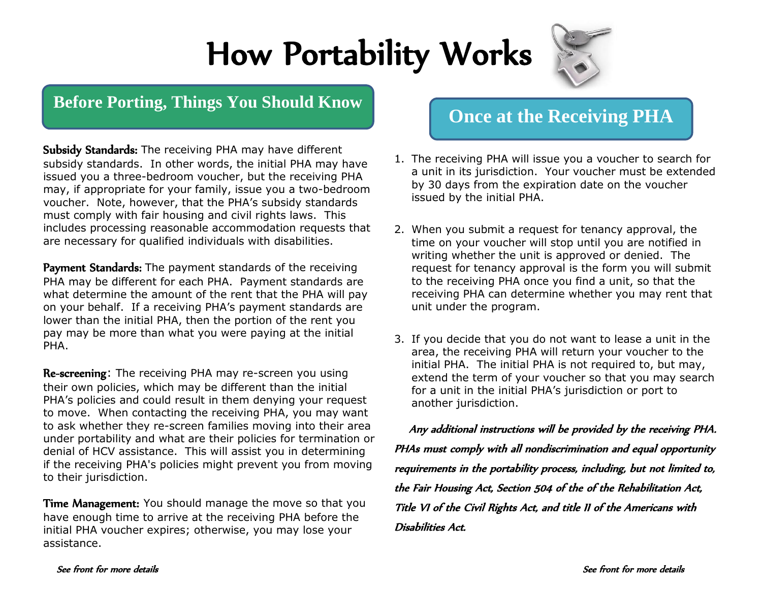# How Portability Works

## Before Porting, Things You Should Know

**Subsidy Standards:** The receiving PHA may have different subsidy standards. In other words, the initial PHA may have issued you a three-bedroom voucher, but the receiving PHA may, if appropriate for your family, issue you a two-bedroom voucher. Note, however, that the PHA's subsidy standards must comply with fair housing and civil rights laws. This includes processing reasonable accommodation requests that are necessary for qualified individuals with disabilities.

**Payment Standards:** The payment standards of the receiving PHA may be different for each PHA. Payment standards are what determine the amount of the rent that the PHA will pay on your behalf. If a receiving PHA's payment standards are lower than the initial PHA, then the portion of the rent you pay may be more than what you were paying at the initial PHA.

**Re-screening**: The receiving PHA may re-screen you using their own policies, which may be different than the initial PHA's policies and could result in them denying your request to move. When contacting the receiving PHA, you may want to ask whether they re-screen families moving into their area under portability and what are their policies for termination or denial of HCV assistance. This will assist you in determining if the receiving PHA's policies might prevent you from moving to their jurisdiction.

**Time Management:** You should manage the move so that you have enough time to arrive at the receiving PHA before the initial PHA voucher expires; otherwise, you may lose your assistance.

## Once at the Receiving PHA

1. The receiving PHA will issue you a voucher to search for a unit in its jurisdiction. Your voucher must be extended by 30 days from the expiration date on the voucher issued by the initial PHA.

2. When you submit a request for tenancy approval, the time on your voucher will stop until you are notified in writing whether the unit is approved or denied. The request for tenancy approval is the form you will submit to the receiving PHA once you find a unit, so that the receiving PHA can determine whether you may rent that unit under the program.

3. If you decide that you do not want to lease a unit in the area, the receiving PHA will return your voucher to the initial PHA. The initial PHA is not required to, but may, extend the term of your voucher so that you may search for a unit in the initial PHA's jurisdiction or port to another jurisdiction.

***Any additional instructions will be provided by the receiving PHA. PHAs must comply with all nondiscrimination and equal opportunity requirements in the portability process, including, but not limited to, the Fair Housing Act, Section 504 of the of the Rehabilitation Act, Title VI of the Civil Rights Act, and title II of the Americans with Disabilities Act.***

*See front for more details*

*See front for more details*